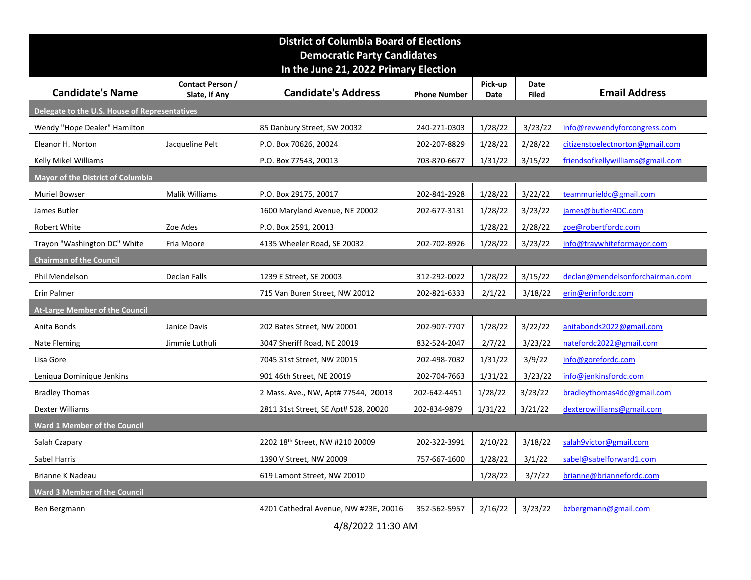# District of Columbia Board of Elections
## Democratic Party Candidates
## In the June 21, 2022 Primary Election

| Candidate's Name | Contact Person / Slate, if Any | Candidate's Address | Phone Number | Pick-up Date | Date Filed | Email Address |
|---|---|---|---|---|---|---|
| **Delegate to the U.S. House of Representatives** | | | | | | |
| Wendy "Hope Dealer" Hamilton | | 85 Danbury Street, SW 20032 | 240-271-0303 | 1/28/22 | 3/23/22 | info@revwendyforcongress.com |
| Eleanor H. Norton | Jacqueline Pelt | P.O. Box 70626, 20024 | 202-207-8829 | 1/28/22 | 2/28/22 | citizenstoelectnorton@gmail.com |
| Kelly Mikel Williams | | P.O. Box 77543, 20013 | 703-870-6677 | 1/31/22 | 3/15/22 | friendsofkellywilliams@gmail.com |
| **Mayor of the District of Columbia** | | | | | | |
| Muriel Bowser | Malik Williams | P.O. Box 29175, 20017 | 202-841-2928 | 1/28/22 | 3/22/22 | teammurieldc@gmail.com |
| James Butler | | 1600 Maryland Avenue, NE 20002 | 202-677-3131 | 1/28/22 | 3/23/22 | james@butler4DC.com |
| Robert White | Zoe Ades | P.O. Box 2591, 20013 | | 1/28/22 | 2/28/22 | zoe@robertfordc.com |
| Trayon "Washington DC" White | Fria Moore | 4135 Wheeler Road, SE 20032 | 202-702-8926 | 1/28/22 | 3/23/22 | info@traywhiteformayor.com |
| **Chairman of the Council** | | | | | | |
| Phil Mendelson | Declan Falls | 1239 E Street, SE 20003 | 312-292-0022 | 1/28/22 | 3/15/22 | declan@mendelsonforchairman.com |
| Erin Palmer | | 715 Van Buren Street, NW 20012 | 202-821-6333 | 2/1/22 | 3/18/22 | erin@erinfordc.com |
| **At-Large Member of the Council** | | | | | | |
| Anita Bonds | Janice Davis | 202 Bates Street, NW 20001 | 202-907-7707 | 1/28/22 | 3/22/22 | anitabonds2022@gmail.com |
| Nate Fleming | Jimmie Luthuli | 3047 Sheriff Road, NE 20019 | 832-524-2047 | 2/7/22 | 3/23/22 | natefordc2022@gmail.com |
| Lisa Gore | | 7045 31st Street, NW 20015 | 202-498-7032 | 1/31/22 | 3/9/22 | info@gorefordc.com |
| Leniqua Dominique Jenkins | | 901 46th Street, NE 20019 | 202-704-7663 | 1/31/22 | 3/23/22 | info@jenkinsfordc.com |
| Bradley Thomas | | 2 Mass. Ave., NW, Apt# 77544, 20013 | 202-642-4451 | 1/28/22 | 3/23/22 | bradleythomas4dc@gmail.com |
| Dexter Williams | | 2811 31st Street, SE Apt# 528, 20020 | 202-834-9879 | 1/31/22 | 3/21/22 | dexterowilliams@gmail.com |
| **Ward 1 Member of the Council** | | | | | | |
| Salah Czapary | | 2202 18th Street, NW #210 20009 | 202-322-3991 | 2/10/22 | 3/18/22 | salah9victor@gmail.com |
| Sabel Harris | | 1390 V Street, NW 20009 | 757-667-1600 | 1/28/22 | 3/1/22 | sabel@sabelforward1.com |
| Brianne K Nadeau | | 619 Lamont Street, NW 20010 | | 1/28/22 | 3/7/22 | brianne@briannefordc.com |
| **Ward 3 Member of the Council** | | | | | | |
| Ben Bergmann | | 4201 Cathedral Avenue, NW #23E, 20016 | 352-562-5957 | 2/16/22 | 3/23/22 | bzbergmann@gmail.com |

4/8/2022 11:30 AM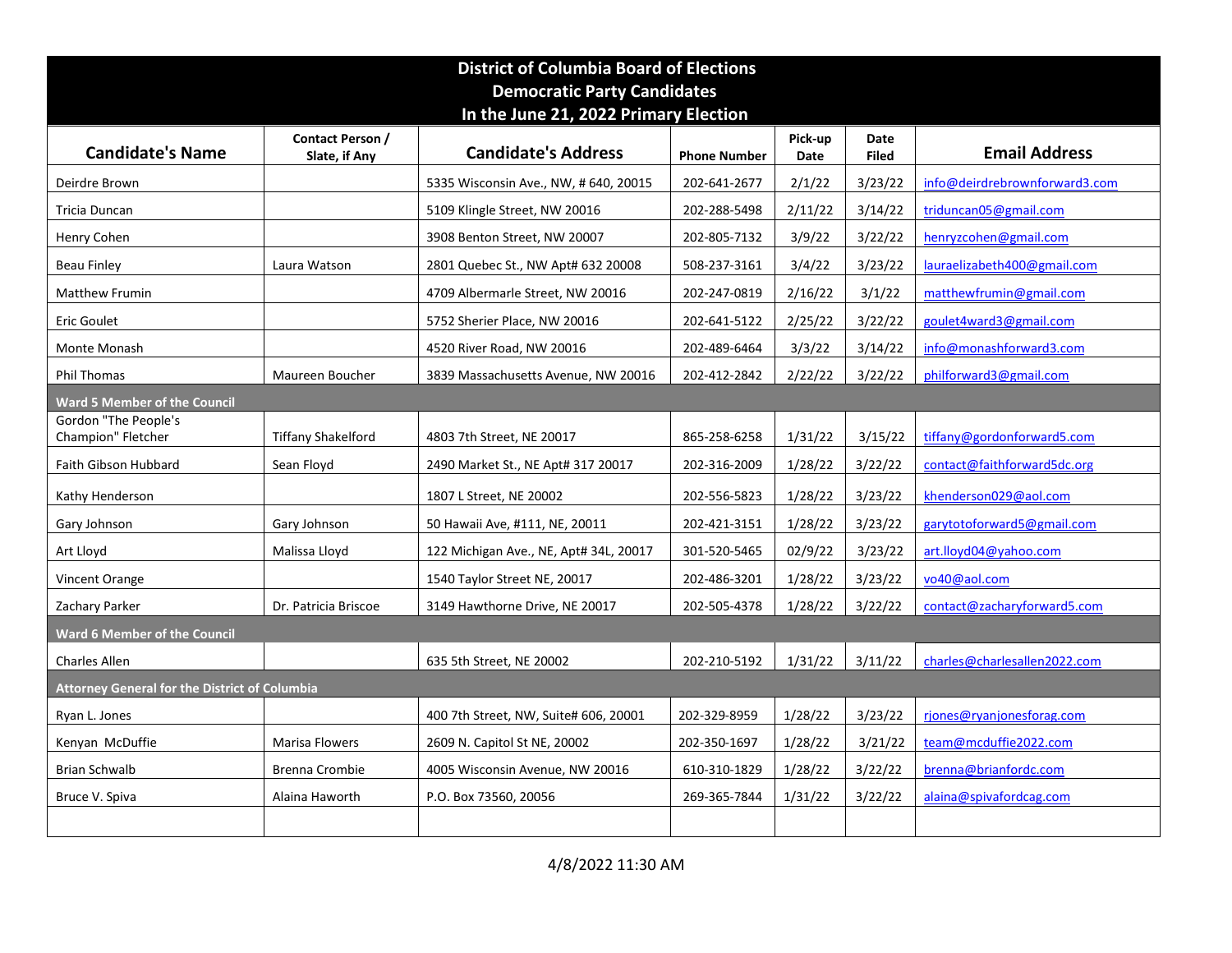# District of Columbia Board of Elections
## Democratic Party Candidates
## In the June 21, 2022 Primary Election

| Candidate's Name | Contact Person / Slate, if Any | Candidate's Address | Phone Number | Pick-up Date | Date Filed | Email Address |
|---|---|---|---|---|---|---|
| Deirdre Brown | | 5335 Wisconsin Ave., NW, # 640, 20015 | 202-641-2677 | 2/1/22 | 3/23/22 | info@deirdrebrownforward3.com |
| Tricia Duncan | | 5109 Klingle Street, NW 20016 | 202-288-5498 | 2/11/22 | 3/14/22 | triduncan05@gmail.com |
| Henry Cohen | | 3908 Benton Street, NW 20007 | 202-805-7132 | 3/9/22 | 3/22/22 | henryzcohen@gmail.com |
| Beau Finley | Laura Watson | 2801 Quebec St., NW Apt# 632 20008 | 508-237-3161 | 3/4/22 | 3/23/22 | lauraelizabeth400@gmail.com |
| Matthew Frumin | | 4709 Albermarle Street, NW 20016 | 202-247-0819 | 2/16/22 | 3/1/22 | matthewfrumin@gmail.com |
| Eric Goulet | | 5752 Sherier Place, NW 20016 | 202-641-5122 | 2/25/22 | 3/22/22 | goulet4ward3@gmail.com |
| Monte Monash | | 4520 River Road, NW 20016 | 202-489-6464 | 3/3/22 | 3/14/22 | info@monashforward3.com |
| Phil Thomas | Maureen Boucher | 3839 Massachusetts Avenue, NW 20016 | 202-412-2842 | 2/22/22 | 3/22/22 | philforward3@gmail.com |
| **Ward 5 Member of the Council** | | | | | | |
| Gordon "The People's Champion" Fletcher | Tiffany Shakelford | 4803 7th Street, NE 20017 | 865-258-6258 | 1/31/22 | 3/15/22 | tiffany@gordonforward5.com |
| Faith Gibson Hubbard | Sean Floyd | 2490 Market St., NE Apt# 317 20017 | 202-316-2009 | 1/28/22 | 3/22/22 | contact@faithforward5dc.org |
| Kathy Henderson | | 1807 L Street, NE 20002 | 202-556-5823 | 1/28/22 | 3/23/22 | khenderson029@aol.com |
| Gary Johnson | Gary Johnson | 50 Hawaii Ave, #111, NE, 20011 | 202-421-3151 | 1/28/22 | 3/23/22 | garytotoforward5@gmail.com |
| Art Lloyd | Malissa Lloyd | 122 Michigan Ave., NE, Apt# 34L, 20017 | 301-520-5465 | 02/9/22 | 3/23/22 | art.lloyd04@yahoo.com |
| Vincent Orange | | 1540 Taylor Street NE, 20017 | 202-486-3201 | 1/28/22 | 3/23/22 | vo40@aol.com |
| Zachary Parker | Dr. Patricia Briscoe | 3149 Hawthorne Drive, NE 20017 | 202-505-4378 | 1/28/22 | 3/22/22 | contact@zacharyforward5.com |
| **Ward 6 Member of the Council** | | | | | | |
| Charles Allen | | 635 5th Street, NE 20002 | 202-210-5192 | 1/31/22 | 3/11/22 | charles@charlesallen2022.com |
| **Attorney General for the District of Columbia** | | | | | | |
| Ryan L. Jones | | 400 7th Street, NW, Suite# 606, 20001 | 202-329-8959 | 1/28/22 | 3/23/22 | rjones@ryanjonesforag.com |
| Kenyan McDuffie | Marisa Flowers | 2609 N. Capitol St NE, 20002 | 202-350-1697 | 1/28/22 | 3/21/22 | team@mcduffie2022.com |
| Brian Schwalb | Brenna Crombie | 4005 Wisconsin Avenue, NW 20016 | 610-310-1829 | 1/28/22 | 3/22/22 | brenna@brianfordc.com |
| Bruce V. Spiva | Alaina Haworth | P.O. Box 73560, 20056 | 269-365-7844 | 1/31/22 | 3/22/22 | alaina@spivafordcag.com |
| | | | | | | |

4/8/2022 11:30 AM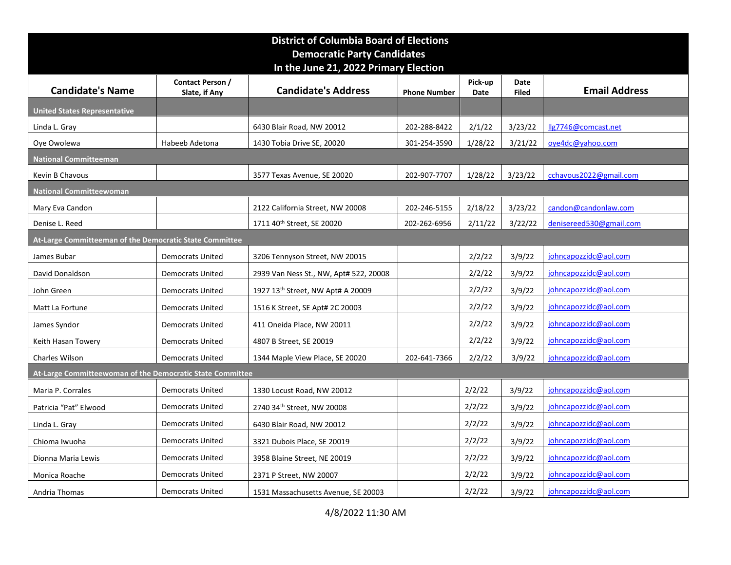| District of Columbia Board of Elections<br>Democratic Party Candidates<br>In the June 21, 2022 Primary Election | | | | | | |
|---|---|---|---|---|---|---|
| **Candidate's Name** | **Contact Person / Slate, if Any** | **Candidate's Address** | **Phone Number** | **Pick-up Date** | **Date Filed** | **Email Address** |
| **United States Representative** | | | | | | |
| Linda L. Gray | | 6430 Blair Road, NW 20012 | 202-288-8422 | 2/1/22 | 3/23/22 | llg7746@comcast.net |
| Oye Owolewa | Habeeb Adetona | 1430 Tobia Drive SE, 20020 | 301-254-3590 | 1/28/22 | 3/21/22 | oye4dc@yahoo.com |
| **National Committeeman** | | | | | | |
| Kevin B Chavous | | 3577 Texas Avenue, SE 20020 | 202-907-7707 | 1/28/22 | 3/23/22 | cchavous2022@gmail.com |
| **National Committeewoman** | | | | | | |
| Mary Eva Candon | | 2122 California Street, NW 20008 | 202-246-5155 | 2/18/22 | 3/23/22 | candon@candonlaw.com |
| Denise L. Reed | | 1711 40th Street, SE 20020 | 202-262-6956 | 2/11/22 | 3/22/22 | denisereed530@gmail.com |
| **At-Large Committeeman of the Democratic State Committee** | | | | | | |
| James Bubar | Democrats United | 3206 Tennyson Street, NW 20015 | | 2/2/22 | 3/9/22 | johncapozzidc@aol.com |
| David Donaldson | Democrats United | 2939 Van Ness St., NW, Apt# 522, 20008 | | 2/2/22 | 3/9/22 | johncapozzidc@aol.com |
| John Green | Democrats United | 1927 13th Street, NW Apt# A 20009 | | 2/2/22 | 3/9/22 | johncapozzidc@aol.com |
| Matt La Fortune | Democrats United | 1516 K Street, SE Apt# 2C 20003 | | 2/2/22 | 3/9/22 | johncapozzidc@aol.com |
| James Syndor | Democrats United | 411 Oneida Place, NW 20011 | | 2/2/22 | 3/9/22 | johncapozzidc@aol.com |
| Keith Hasan Towery | Democrats United | 4807 B Street, SE 20019 | | 2/2/22 | 3/9/22 | johncapozzidc@aol.com |
| Charles Wilson | Democrats United | 1344 Maple View Place, SE 20020 | 202-641-7366 | 2/2/22 | 3/9/22 | johncapozzidc@aol.com |
| **At-Large Committeewoman of the Democratic State Committee** | | | | | | |
| Maria P. Corrales | Democrats United | 1330 Locust Road, NW 20012 | | 2/2/22 | 3/9/22 | johncapozzidc@aol.com |
| Patricia "Pat" Elwood | Democrats United | 2740 34th Street, NW 20008 | | 2/2/22 | 3/9/22 | johncapozzidc@aol.com |
| Linda L. Gray | Democrats United | 6430 Blair Road, NW 20012 | | 2/2/22 | 3/9/22 | johncapozzidc@aol.com |
| Chioma Iwuoha | Democrats United | 3321 Dubois Place, SE 20019 | | 2/2/22 | 3/9/22 | johncapozzidc@aol.com |
| Dionna Maria Lewis | Democrats United | 3958 Blaine Street, NE 20019 | | 2/2/22 | 3/9/22 | johncapozzidc@aol.com |
| Monica Roache | Democrats United | 2371 P Street, NW 20007 | | 2/2/22 | 3/9/22 | johncapozzidc@aol.com |
| Andria Thomas | Democrats United | 1531 Massachusetts Avenue, SE 20003 | | 2/2/22 | 3/9/22 | johncapozzidc@aol.com |

4/8/2022 11:30 AM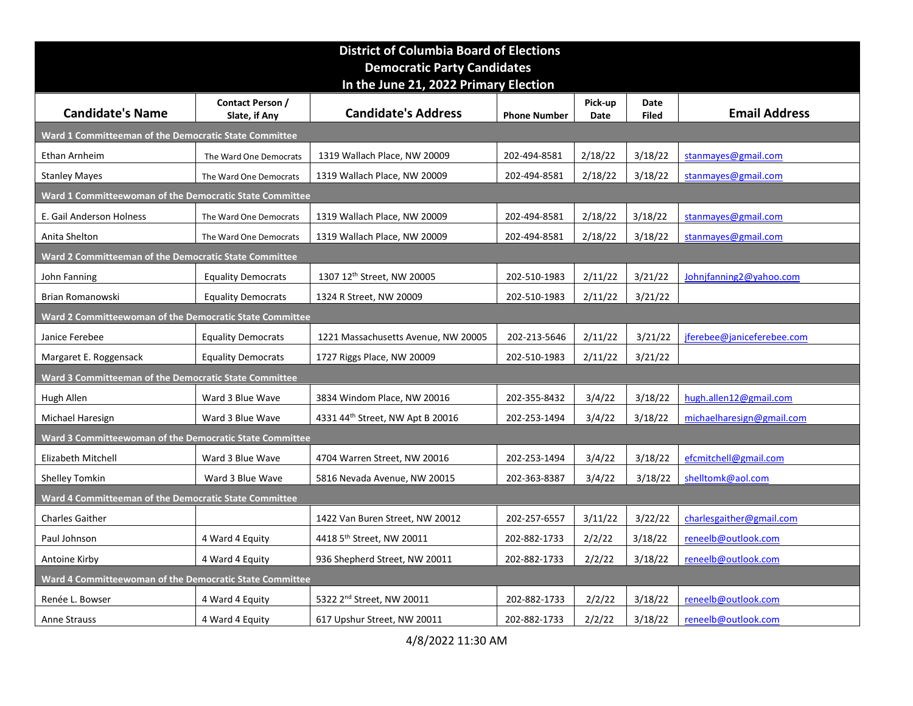# District of Columbia Board of Elections
## Democratic Party Candidates
## In the June 21, 2022 Primary Election

| Candidate's Name | Contact Person / Slate, if Any | Candidate's Address | Phone Number | Pick-up Date | Date Filed | Email Address |
|---|---|---|---|---|---|---|
| **Ward 1 Committeeman of the Democratic State Committee** | | | | | | |
| Ethan Arnheim | The Ward One Democrats | 1319 Wallach Place, NW 20009 | 202-494-8581 | 2/18/22 | 3/18/22 | stanmayes@gmail.com |
| Stanley Mayes | The Ward One Democrats | 1319 Wallach Place, NW 20009 | 202-494-8581 | 2/18/22 | 3/18/22 | stanmayes@gmail.com |
| **Ward 1 Committeewoman of the Democratic State Committee** | | | | | | |
| E. Gail Anderson Holness | The Ward One Democrats | 1319 Wallach Place, NW 20009 | 202-494-8581 | 2/18/22 | 3/18/22 | stanmayes@gmail.com |
| Anita Shelton | The Ward One Democrats | 1319 Wallach Place, NW 20009 | 202-494-8581 | 2/18/22 | 3/18/22 | stanmayes@gmail.com |
| **Ward 2 Committeeman of the Democratic State Committee** | | | | | | |
| John Fanning | Equality Democrats | 1307 12th Street, NW 20005 | 202-510-1983 | 2/11/22 | 3/21/22 | Johnjfanning2@yahoo.com |
| Brian Romanowski | Equality Democrats | 1324 R Street, NW 20009 | 202-510-1983 | 2/11/22 | 3/21/22 | |
| **Ward 2 Committeewoman of the Democratic State Committee** | | | | | | |
| Janice Ferebee | Equality Democrats | 1221 Massachusetts Avenue, NW 20005 | 202-213-5646 | 2/11/22 | 3/21/22 | jferebee@janiceferebee.com |
| Margaret E. Roggensack | Equality Democrats | 1727 Riggs Place, NW 20009 | 202-510-1983 | 2/11/22 | 3/21/22 | |
| **Ward 3 Committeeman of the Democratic State Committee** | | | | | | |
| Hugh Allen | Ward 3 Blue Wave | 3834 Windom Place, NW 20016 | 202-355-8432 | 3/4/22 | 3/18/22 | hugh.allen12@gmail.com |
| Michael Haresign | Ward 3 Blue Wave | 4331 44th Street, NW Apt B 20016 | 202-253-1494 | 3/4/22 | 3/18/22 | michaelharesign@gmail.com |
| **Ward 3 Committeewoman of the Democratic State Committee** | | | | | | |
| Elizabeth Mitchell | Ward 3 Blue Wave | 4704 Warren Street, NW 20016 | 202-253-1494 | 3/4/22 | 3/18/22 | efcmitchell@gmail.com |
| Shelley Tomkin | Ward 3 Blue Wave | 5816 Nevada Avenue, NW 20015 | 202-363-8387 | 3/4/22 | 3/18/22 | shelltomk@aol.com |
| **Ward 4 Committeeman of the Democratic State Committee** | | | | | | |
| Charles Gaither | | 1422 Van Buren Street, NW 20012 | 202-257-6557 | 3/11/22 | 3/22/22 | charlesgaither@gmail.com |
| Paul Johnson | 4 Ward 4 Equity | 4418 5th Street, NW 20011 | 202-882-1733 | 2/2/22 | 3/18/22 | reneelb@outlook.com |
| Antoine Kirby | 4 Ward 4 Equity | 936 Shepherd Street, NW 20011 | 202-882-1733 | 2/2/22 | 3/18/22 | reneelb@outlook.com |
| **Ward 4 Committeewoman of the Democratic State Committee** | | | | | | |
| Renée L. Bowser | 4 Ward 4 Equity | 5322 2nd Street, NW 20011 | 202-882-1733 | 2/2/22 | 3/18/22 | reneelb@outlook.com |
| Anne Strauss | 4 Ward 4 Equity | 617 Upshur Street, NW 20011 | 202-882-1733 | 2/2/22 | 3/18/22 | reneelb@outlook.com |

4/8/2022 11:30 AM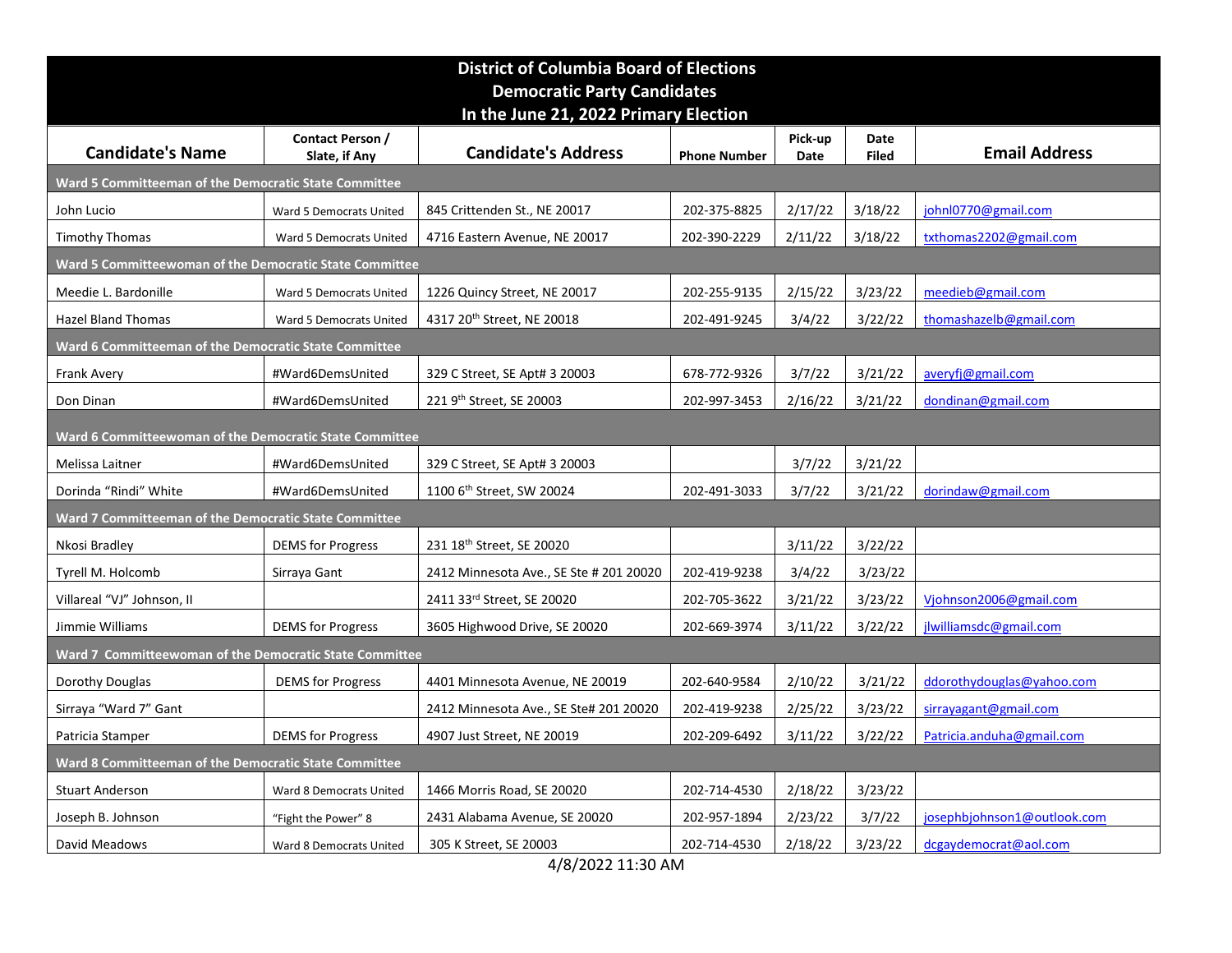# District of Columbia Board of Elections
## Democratic Party Candidates
## In the June 21, 2022 Primary Election

| Candidate's Name | Contact Person / Slate, if Any | Candidate's Address | Phone Number | Pick-up Date | Date Filed | Email Address |
|---|---|---|---|---|---|---|
| **Ward 5 Committeeman of the Democratic State Committee** | | | | | | |
| John Lucio | Ward 5 Democrats United | 845 Crittenden St., NE 20017 | 202-375-8825 | 2/17/22 | 3/18/22 | johnl0770@gmail.com |
| Timothy Thomas | Ward 5 Democrats United | 4716 Eastern Avenue, NE 20017 | 202-390-2229 | 2/11/22 | 3/18/22 | txthomas2202@gmail.com |
| **Ward 5 Committeewoman of the Democratic State Committee** | | | | | | |
| Meedie L. Bardonille | Ward 5 Democrats United | 1226 Quincy Street, NE 20017 | 202-255-9135 | 2/15/22 | 3/23/22 | meedieb@gmail.com |
| Hazel Bland Thomas | Ward 5 Democrats United | 4317 20th Street, NE 20018 | 202-491-9245 | 3/4/22 | 3/22/22 | thomashazelb@gmail.com |
| **Ward 6 Committeeman of the Democratic State Committee** | | | | | | |
| Frank Avery | #Ward6DemsUnited | 329 C Street, SE Apt# 3 20003 | 678-772-9326 | 3/7/22 | 3/21/22 | averyfj@gmail.com |
| Don Dinan | #Ward6DemsUnited | 221 9th Street, SE 20003 | 202-997-3453 | 2/16/22 | 3/21/22 | dondinan@gmail.com |
| **Ward 6 Committeewoman of the Democratic State Committee** | | | | | | |
| Melissa Laitner | #Ward6DemsUnited | 329 C Street, SE Apt# 3 20003 | | 3/7/22 | 3/21/22 | |
| Dorinda "Rindi" White | #Ward6DemsUnited | 1100 6th Street, SW 20024 | 202-491-3033 | 3/7/22 | 3/21/22 | dorindaw@gmail.com |
| **Ward 7 Committeeman of the Democratic State Committee** | | | | | | |
| Nkosi Bradley | DEMS for Progress | 231 18th Street, SE 20020 | | 3/11/22 | 3/22/22 | |
| Tyrell M. Holcomb | Sirraya Gant | 2412 Minnesota Ave., SE Ste # 201 20020 | 202-419-9238 | 3/4/22 | 3/23/22 | |
| Villareal "VJ" Johnson, II | | 2411 33rd Street, SE 20020 | 202-705-3622 | 3/21/22 | 3/23/22 | Vjohnson2006@gmail.com |
| Jimmie Williams | DEMS for Progress | 3605 Highwood Drive, SE 20020 | 202-669-3974 | 3/11/22 | 3/22/22 | jlwilliamsdc@gmail.com |
| **Ward 7 Committeewoman of the Democratic State Committee** | | | | | | |
| Dorothy Douglas | DEMS for Progress | 4401 Minnesota Avenue, NE 20019 | 202-640-9584 | 2/10/22 | 3/21/22 | ddorothydouglas@yahoo.com |
| Sirraya "Ward 7" Gant | | 2412 Minnesota Ave., SE Ste# 201 20020 | 202-419-9238 | 2/25/22 | 3/23/22 | sirrayagant@gmail.com |
| Patricia Stamper | DEMS for Progress | 4907 Just Street, NE 20019 | 202-209-6492 | 3/11/22 | 3/22/22 | Patricia.anduha@gmail.com |
| **Ward 8 Committeeman of the Democratic State Committee** | | | | | | |
| Stuart Anderson | Ward 8 Democrats United | 1466 Morris Road, SE 20020 | 202-714-4530 | 2/18/22 | 3/23/22 | |
| Joseph B. Johnson | "Fight the Power" 8 | 2431 Alabama Avenue, SE 20020 | 202-957-1894 | 2/23/22 | 3/7/22 | josephbjohnson1@outlook.com |
| David Meadows | Ward 8 Democrats United | 305 K Street, SE 20003 | 202-714-4530 | 2/18/22 | 3/23/22 | dcgaydemocrat@aol.com |

4/8/2022 11:30 AM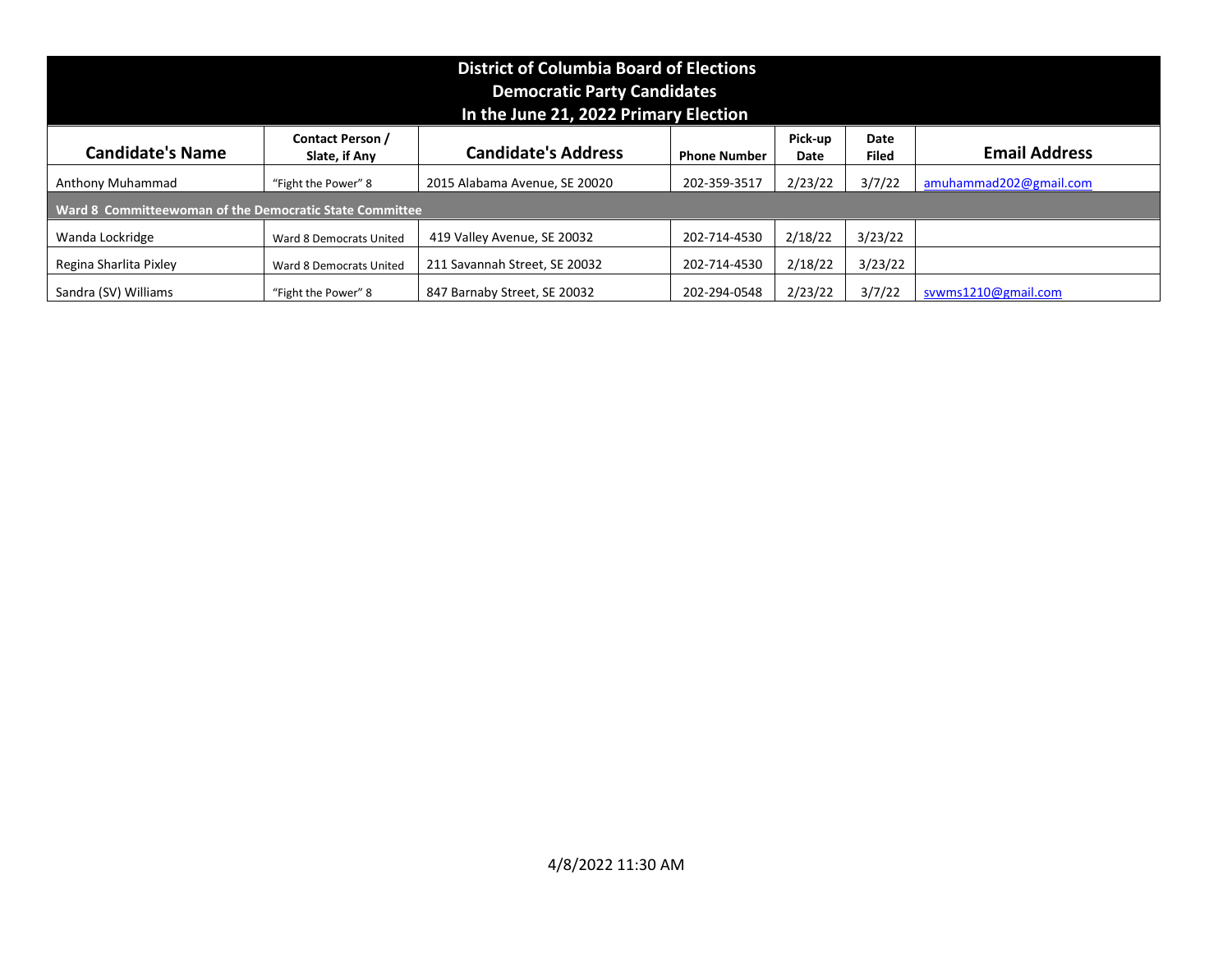| District of Columbia Board of Elections<br>Democratic Party Candidates<br>In the June 21, 2022 Primary Election | | | | | | |
|---|---|---|---|---|---|---|
| **Candidate's Name** | **Contact Person / Slate, if Any** | **Candidate's Address** | **Phone Number** | **Pick-up Date** | **Date Filed** | **Email Address** |
| Anthony Muhammad | "Fight the Power" 8 | 2015 Alabama Avenue, SE 20020 | 202-359-3517 | 2/23/22 | 3/7/22 | amuhammad202@gmail.com |
| **Ward 8 Committeewoman of the Democratic State Committee** | | | | | | |
| Wanda Lockridge | Ward 8 Democrats United | 419 Valley Avenue, SE 20032 | 202-714-4530 | 2/18/22 | 3/23/22 | |
| Regina Sharlita Pixley | Ward 8 Democrats United | 211 Savannah Street, SE 20032 | 202-714-4530 | 2/18/22 | 3/23/22 | |
| Sandra (SV) Williams | "Fight the Power" 8 | 847 Barnaby Street, SE 20032 | 202-294-0548 | 2/23/22 | 3/7/22 | svwms1210@gmail.com |

4/8/2022 11:30 AM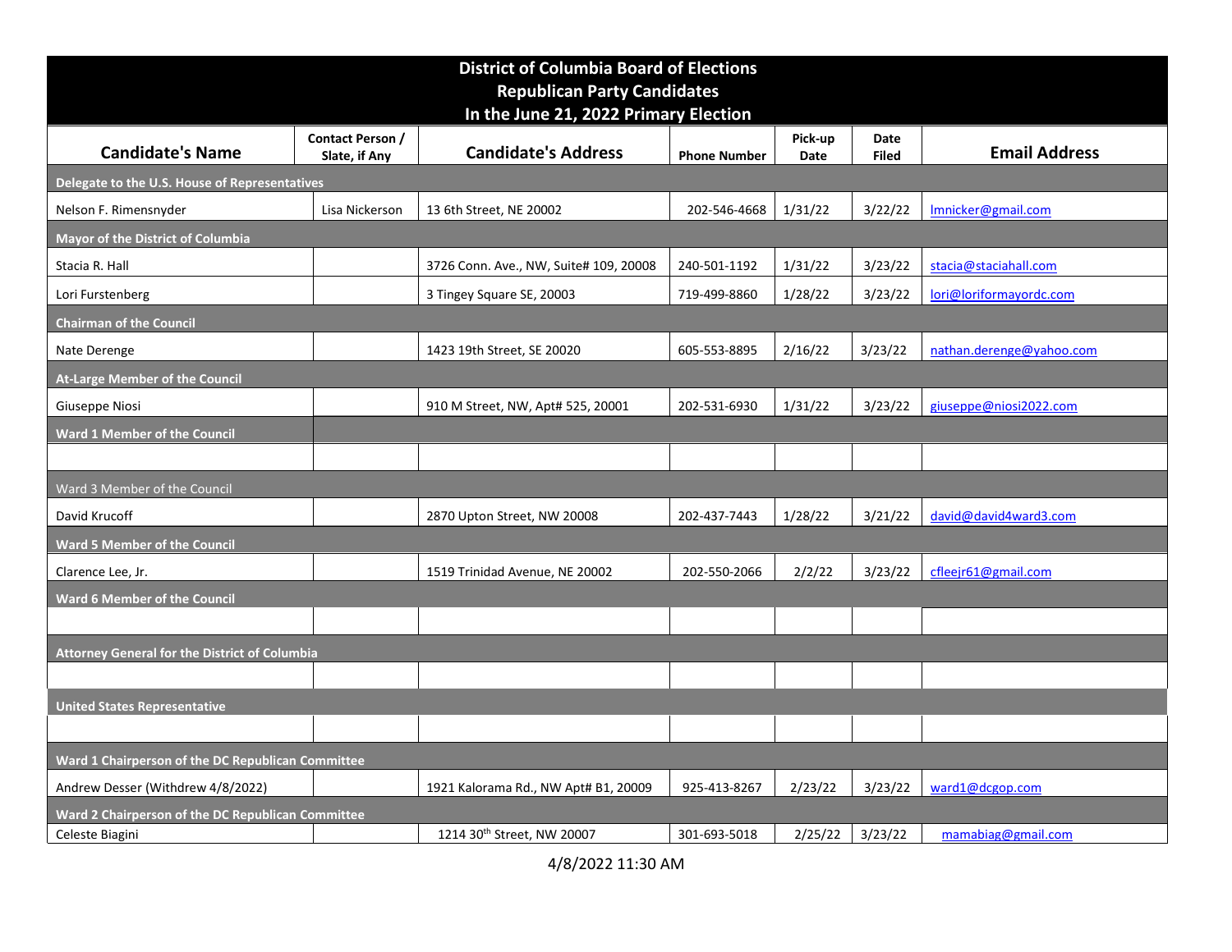| District of Columbia Board of Elections<br>Republican Party Candidates<br>In the June 21, 2022 Primary Election | | | | | | |
|---|---|---|---|---|---|---|
| **Candidate's Name** | **Contact Person / Slate, if Any** | **Candidate's Address** | **Phone Number** | **Pick-up Date** | **Date Filed** | **Email Address** |
| **Delegate to the U.S. House of Representatives** | | | | | | |
| Nelson F. Rimensnyder | Lisa Nickerson | 13 6th Street, NE 20002 | 202-546-4668 | 1/31/22 | 3/22/22 | lmnicker@gmail.com |
| **Mayor of the District of Columbia** | | | | | | |
| Stacia R. Hall | | 3726 Conn. Ave., NW, Suite# 109, 20008 | 240-501-1192 | 1/31/22 | 3/23/22 | stacia@staciahall.com |
| Lori Furstenberg | | 3 Tingey Square SE, 20003 | 719-499-8860 | 1/28/22 | 3/23/22 | lori@loriformayordc.com |
| **Chairman of the Council** | | | | | | |
| Nate Derenge | | 1423 19th Street, SE 20020 | 605-553-8895 | 2/16/22 | 3/23/22 | nathan.derenge@yahoo.com |
| **At-Large Member of the Council** | | | | | | |
| Giuseppe Niosi | | 910 M Street, NW, Apt# 525, 20001 | 202-531-6930 | 1/31/22 | 3/23/22 | giuseppe@niosi2022.com |
| **Ward 1 Member of the Council** | | | | | | |
| | | | | | | |
| Ward 3 Member of the Council | | | | | | |
| David Krucoff | | 2870 Upton Street, NW 20008 | 202-437-7443 | 1/28/22 | 3/21/22 | david@david4ward3.com |
| **Ward 5 Member of the Council** | | | | | | |
| Clarence Lee, Jr. | | 1519 Trinidad Avenue, NE 20002 | 202-550-2066 | 2/2/22 | 3/23/22 | cfleejr61@gmail.com |
| **Ward 6 Member of the Council** | | | | | | |
| | | | | | | |
| **Attorney General for the District of Columbia** | | | | | | |
| | | | | | | |
| **United States Representative** | | | | | | |
| | | | | | | |
| **Ward 1 Chairperson of the DC Republican Committee** | | | | | | |
| Andrew Desser (Withdrew 4/8/2022) | | 1921 Kalorama Rd., NW Apt# B1, 20009 | 925-413-8267 | 2/23/22 | 3/23/22 | ward1@dcgop.com |
| **Ward 2 Chairperson of the DC Republican Committee** | | | | | | |
| Celeste Biagini | | 1214 30th Street, NW 20007 | 301-693-5018 | 2/25/22 | 3/23/22 | mamabiag@gmail.com |

4/8/2022 11:30 AM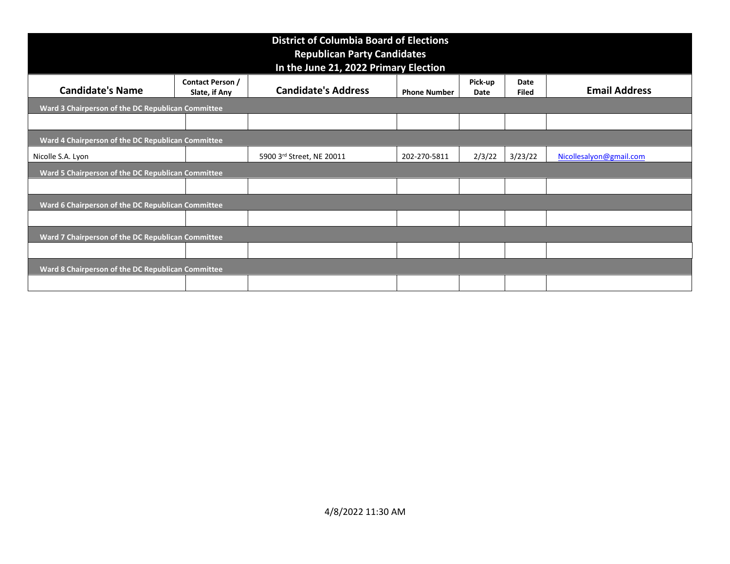## District of Columbia Board of Elections
## Republican Party Candidates
## In the June 21, 2022 Primary Election

| Candidate's Name | Contact Person / Slate, if Any | Candidate's Address | Phone Number | Pick-up Date | Date Filed | Email Address |
|---|---|---|---|---|---|---|
| **Ward 3 Chairperson of the DC Republican Committee** | | | | | | |
| | | | | | | |
| **Ward 4 Chairperson of the DC Republican Committee** | | | | | | |
| Nicolle S.A. Lyon | | 5900 3rd Street, NE 20011 | 202-270-5811 | 2/3/22 | 3/23/22 | Nicollesalyon@gmail.com |
| **Ward 5 Chairperson of the DC Republican Committee** | | | | | | |
| | | | | | | |
| **Ward 6 Chairperson of the DC Republican Committee** | | | | | | |
| | | | | | | |
| **Ward 7 Chairperson of the DC Republican Committee** | | | | | | |
| | | | | | | |
| **Ward 8 Chairperson of the DC Republican Committee** | | | | | | |
| | | | | | | |

4/8/2022 11:30 AM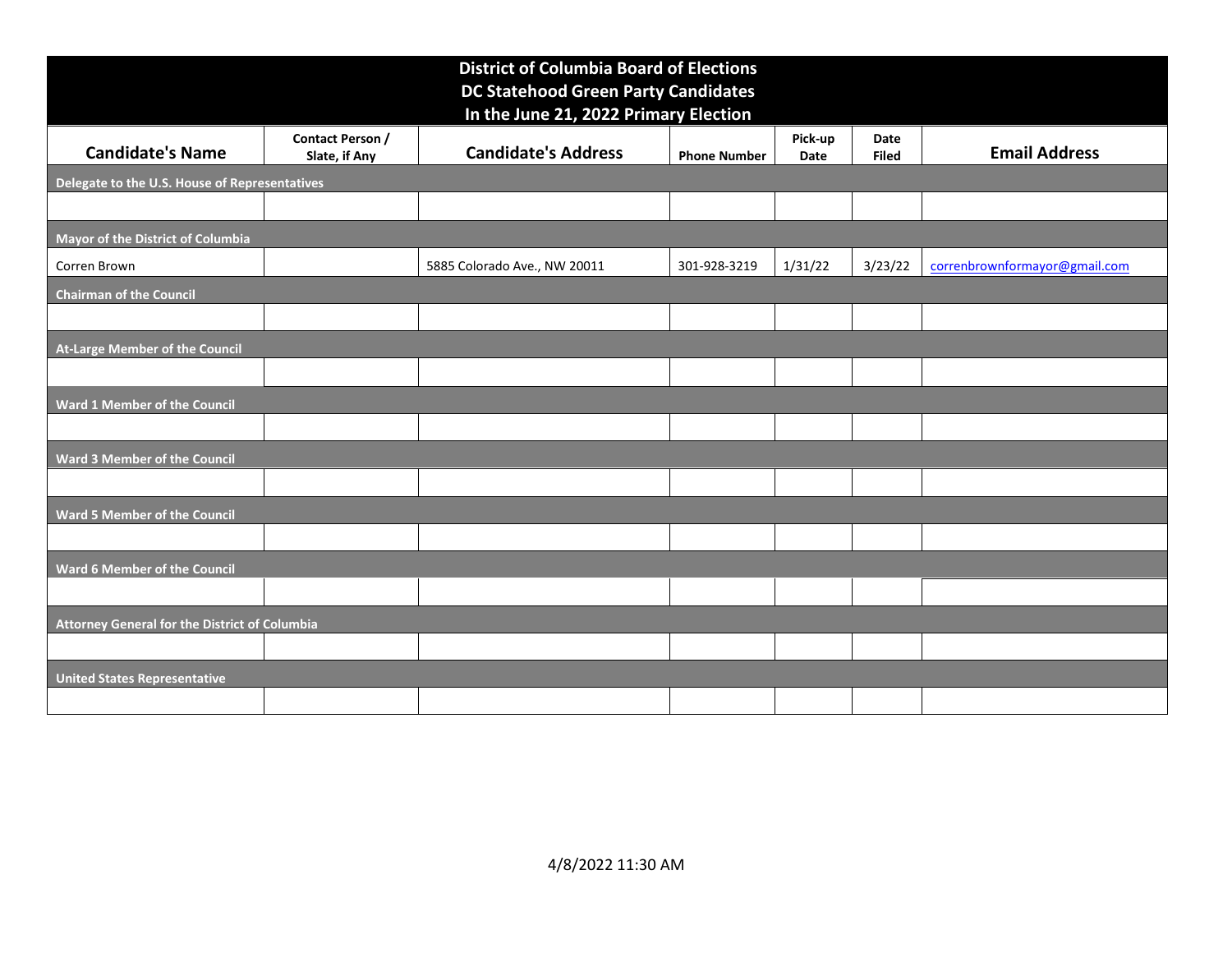# District of Columbia Board of Elections
## DC Statehood Green Party Candidates
## In the June 21, 2022 Primary Election

| Candidate's Name | Contact Person / Slate, if Any | Candidate's Address | Phone Number | Pick-up Date | Date Filed | Email Address |
|---|---|---|---|---|---|---|
| **Delegate to the U.S. House of Representatives** | | | | | | |
| | | | | | | |
| **Mayor of the District of Columbia** | | | | | | |
| Corren Brown | | 5885 Colorado Ave., NW 20011 | 301-928-3219 | 1/31/22 | 3/23/22 | correnbrownformayor@gmail.com |
| **Chairman of the Council** | | | | | | |
| | | | | | | |
| **At-Large Member of the Council** | | | | | | |
| | | | | | | |
| **Ward 1 Member of the Council** | | | | | | |
| | | | | | | |
| **Ward 3 Member of the Council** | | | | | | |
| | | | | | | |
| **Ward 5 Member of the Council** | | | | | | |
| | | | | | | |
| **Ward 6 Member of the Council** | | | | | | |
| | | | | | | |
| **Attorney General for the District of Columbia** | | | | | | |
| | | | | | | |
| **United States Representative** | | | | | | |
| | | | | | | |

4/8/2022 11:30 AM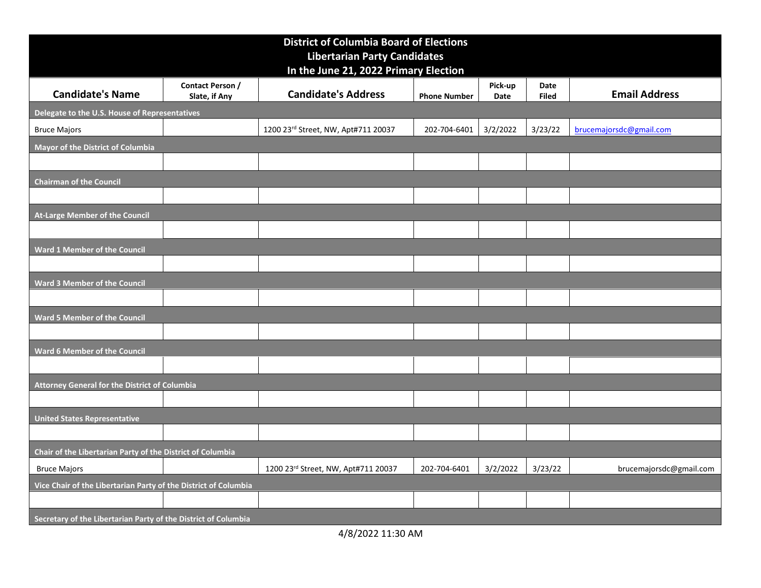# District of Columbia Board of Elections
## Libertarian Party Candidates
## In the June 21, 2022 Primary Election

| Candidate's Name | Contact Person / Slate, if Any | Candidate's Address | Phone Number | Pick-up Date | Date Filed | Email Address |
|---|---|---|---|---|---|---|
| **Delegate to the U.S. House of Representatives** | | | | | | |
| Bruce Majors | | 1200 23rd Street, NW, Apt#711 20037 | 202-704-6401 | 3/2/2022 | 3/23/22 | brucemajorsdc@gmail.com |
| **Mayor of the District of Columbia** | | | | | | |
| | | | | | | |
| **Chairman of the Council** | | | | | | |
| | | | | | | |
| **At-Large Member of the Council** | | | | | | |
| | | | | | | |
| **Ward 1 Member of the Council** | | | | | | |
| | | | | | | |
| **Ward 3 Member of the Council** | | | | | | |
| | | | | | | |
| **Ward 5 Member of the Council** | | | | | | |
| | | | | | | |
| **Ward 6 Member of the Council** | | | | | | |
| | | | | | | |
| **Attorney General for the District of Columbia** | | | | | | |
| | | | | | | |
| **United States Representative** | | | | | | |
| | | | | | | |
| **Chair of the Libertarian Party of the District of Columbia** | | | | | | |
| Bruce Majors | | 1200 23rd Street, NW, Apt#711 20037 | 202-704-6401 | 3/2/2022 | 3/23/22 | brucemajorsdc@gmail.com |
| **Vice Chair of the Libertarian Party of the District of Columbia** | | | | | | |
| | | | | | | |
| **Secretary of the Libertarian Party of the District of Columbia** | | | | | | |

4/8/2022 11:30 AM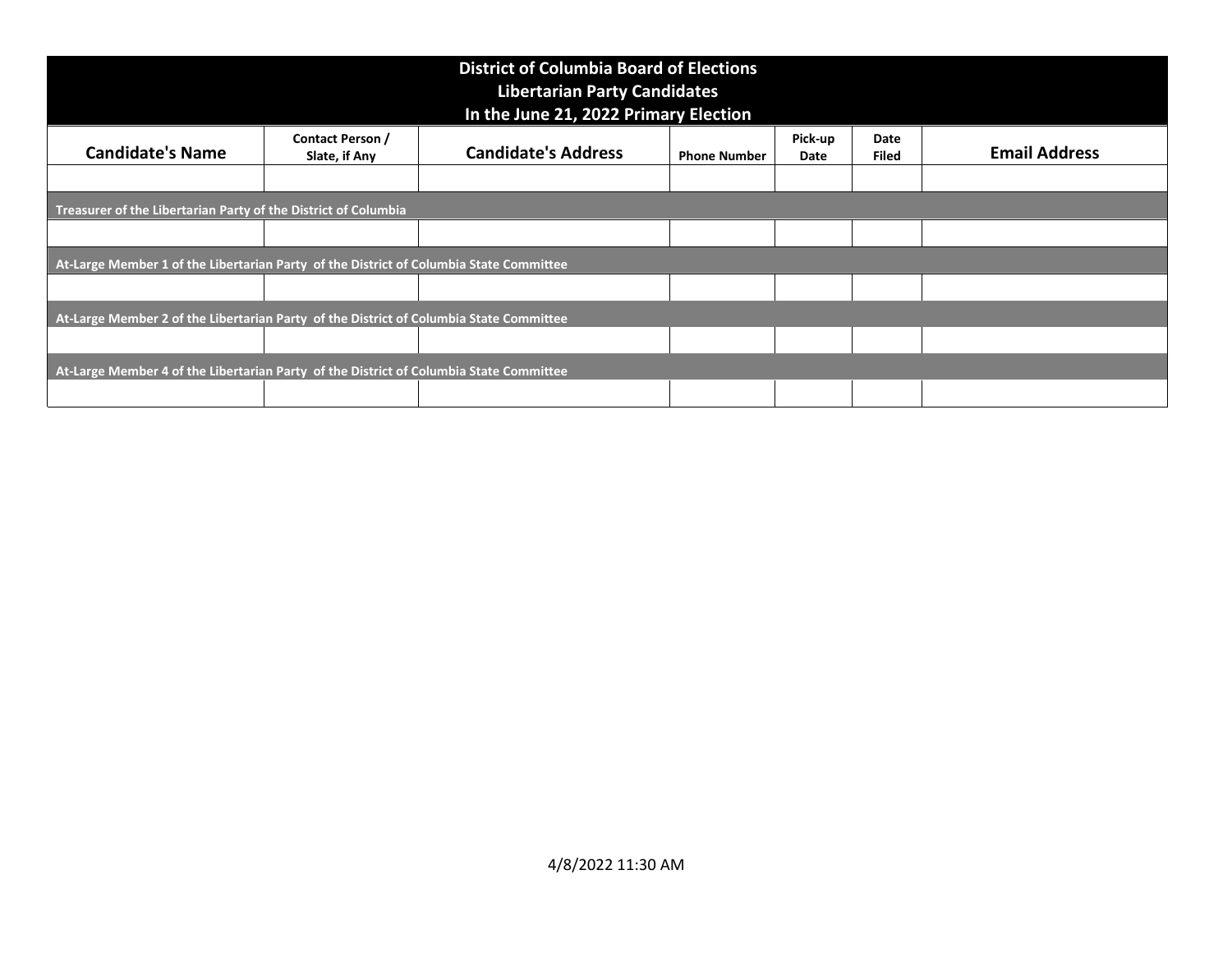# District of Columbia Board of Elections
## Libertarian Party Candidates
## In the June 21, 2022 Primary Election

| Candidate's Name | Contact Person / Slate, if Any | Candidate's Address | Phone Number | Pick-up Date | Date Filed | Email Address |
|---|---|---|---|---|---|---|
| | | | | | | |
| **Treasurer of the Libertarian Party of the District of Columbia** | | | | | | |
| | | | | | | |
| **At-Large Member 1 of the Libertarian Party of the District of Columbia State Committee** | | | | | | |
| | | | | | | |
| **At-Large Member 2 of the Libertarian Party of the District of Columbia State Committee** | | | | | | |
| | | | | | | |
| **At-Large Member 4 of the Libertarian Party of the District of Columbia State Committee** | | | | | | |
| | | | | | | |

4/8/2022 11:30 AM